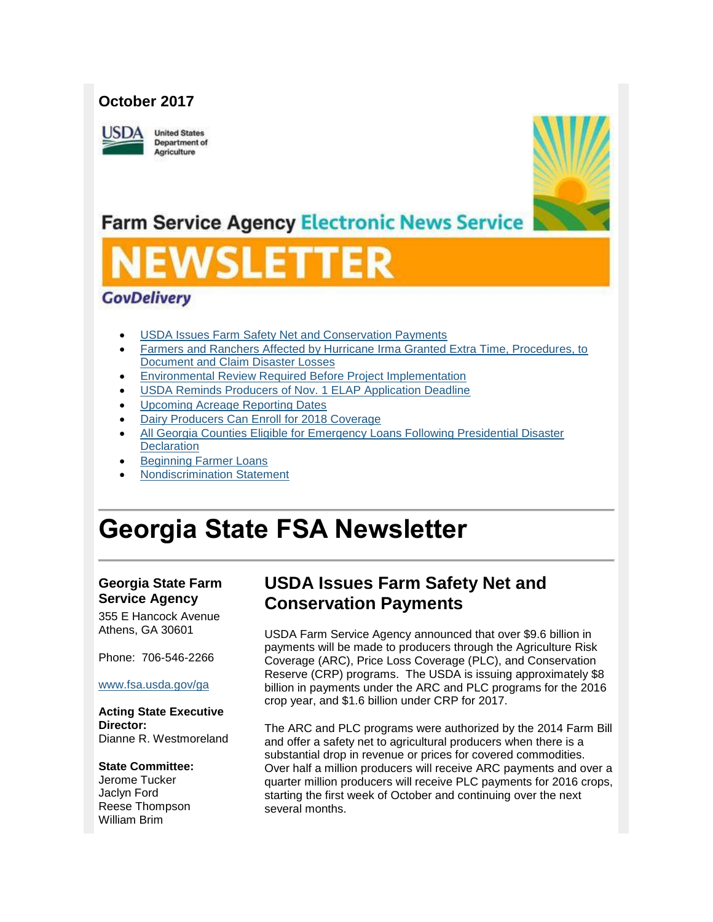October 2017

United States Department of Agriculture

Farm Service Agency Electronic News Service

# NEWSLETTER

GovDelivery

- [USDA Issues Farm Safety Net and Conservation Payments]
- [Farmers and Ranchers Affected by Hurricane Irma Granted Extra Time, Procedures, to Document and Claim Disaster Losses]
- [Environmental Review Required Before Project Implementation]
- [USDA Reminds Producers of Nov. 1 ELAP Application Deadline]
- [Upcoming Acreage Reporting Dates]
- [Dairy Producers Can Enroll for 2018 Coverage]
- [All Georgia Counties Eligible for Emergency Loans Following Presidential Disaster Declaration]
- [Beginning Farmer Loans]
- [Nondiscrimination Statement]

# Georgia State FSA Newsletter

**Georgia State Farm Service Agency**
355 E Hancock Avenue
Athens, GA 30601

Phone: 706-546-2266

www.fsa.usda.gov/ga

**Acting State Executive Director:**
Dianne R. Westmoreland

**State Committee:**
Jerome Tucker
Jaclyn Ford
Reese Thompson
William Brim

## USDA Issues Farm Safety Net and Conservation Payments

USDA Farm Service Agency announced that over $9.6 billion in payments will be made to producers through the Agriculture Risk Coverage (ARC), Price Loss Coverage (PLC), and Conservation Reserve (CRP) programs. The USDA is issuing approximately $8 billion in payments under the ARC and PLC programs for the 2016 crop year, and $1.6 billion under CRP for 2017.

The ARC and PLC programs were authorized by the 2014 Farm Bill and offer a safety net to agricultural producers when there is a substantial drop in revenue or prices for covered commodities. Over half a million producers will receive ARC payments and over a quarter million producers will receive PLC payments for 2016 crops, starting the first week of October and continuing over the next several months.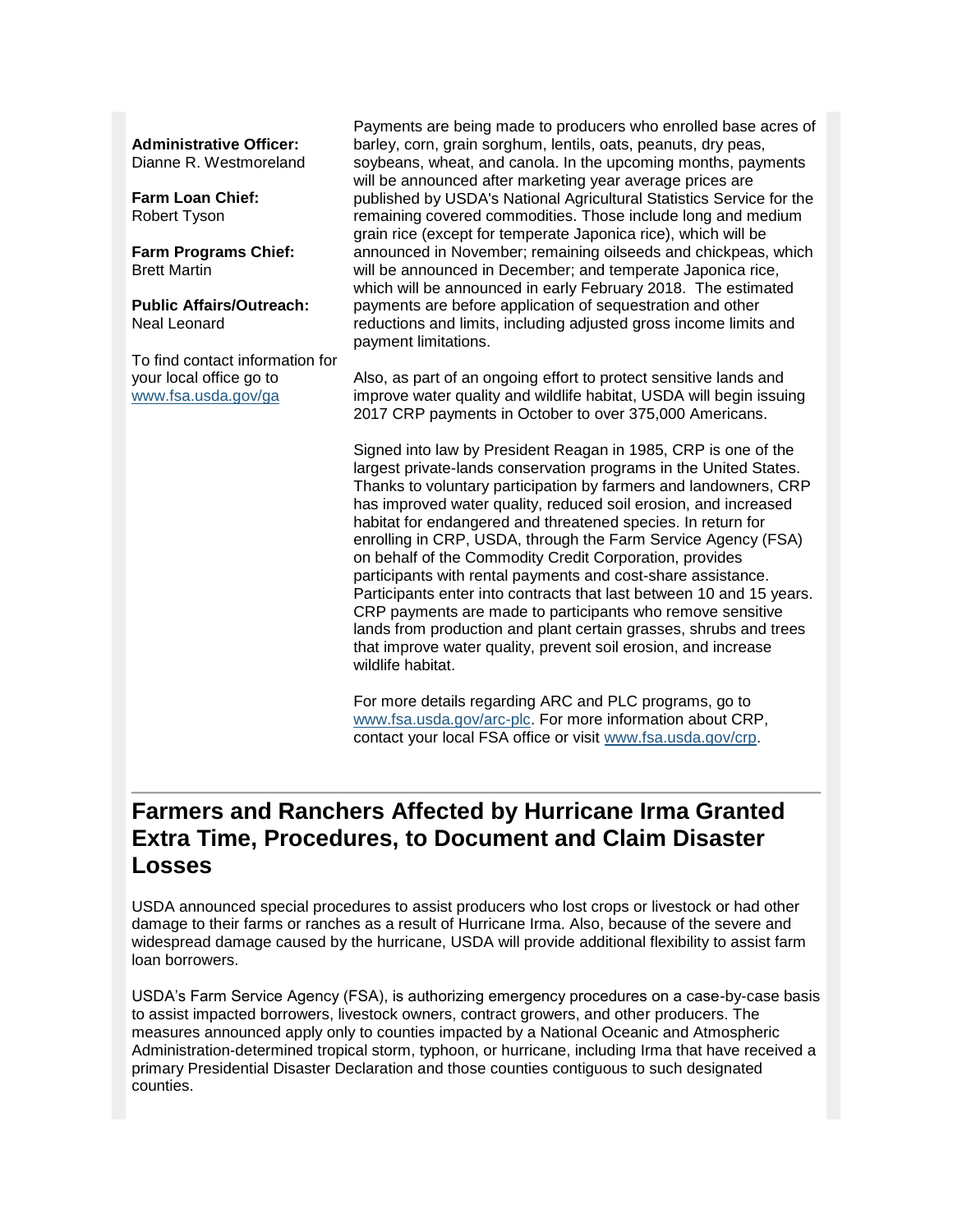**Administrative Officer:**
Dianne R. Westmoreland

**Farm Loan Chief:**
Robert Tyson

**Farm Programs Chief:**
Brett Martin

**Public Affairs/Outreach:**
Neal Leonard

To find contact information for your local office go to [www.fsa.usda.gov/ga](www.fsa.usda.gov/ga)

Payments are being made to producers who enrolled base acres of barley, corn, grain sorghum, lentils, oats, peanuts, dry peas, soybeans, wheat, and canola. In the upcoming months, payments will be announced after marketing year average prices are published by USDA's National Agricultural Statistics Service for the remaining covered commodities. Those include long and medium grain rice (except for temperate Japonica rice), which will be announced in November; remaining oilseeds and chickpeas, which will be announced in December; and temperate Japonica rice, which will be announced in early February 2018. The estimated payments are before application of sequestration and other reductions and limits, including adjusted gross income limits and payment limitations.

Also, as part of an ongoing effort to protect sensitive lands and improve water quality and wildlife habitat, USDA will begin issuing 2017 CRP payments in October to over 375,000 Americans.

Signed into law by President Reagan in 1985, CRP is one of the largest private-lands conservation programs in the United States. Thanks to voluntary participation by farmers and landowners, CRP has improved water quality, reduced soil erosion, and increased habitat for endangered and threatened species. In return for enrolling in CRP, USDA, through the Farm Service Agency (FSA) on behalf of the Commodity Credit Corporation, provides participants with rental payments and cost-share assistance. Participants enter into contracts that last between 10 and 15 years. CRP payments are made to participants who remove sensitive lands from production and plant certain grasses, shrubs and trees that improve water quality, prevent soil erosion, and increase wildlife habitat.

For more details regarding ARC and PLC programs, go to [www.fsa.usda.gov/arc-plc](www.fsa.usda.gov/arc-plc). For more information about CRP, contact your local FSA office or visit [www.fsa.usda.gov/crp](www.fsa.usda.gov/crp).

## Farmers and Ranchers Affected by Hurricane Irma Granted Extra Time, Procedures, to Document and Claim Disaster Losses

USDA announced special procedures to assist producers who lost crops or livestock or had other damage to their farms or ranches as a result of Hurricane Irma. Also, because of the severe and widespread damage caused by the hurricane, USDA will provide additional flexibility to assist farm loan borrowers.

USDA's Farm Service Agency (FSA), is authorizing emergency procedures on a case-by-case basis to assist impacted borrowers, livestock owners, contract growers, and other producers. The measures announced apply only to counties impacted by a National Oceanic and Atmospheric Administration-determined tropical storm, typhoon, or hurricane, including Irma that have received a primary Presidential Disaster Declaration and those counties contiguous to such designated counties.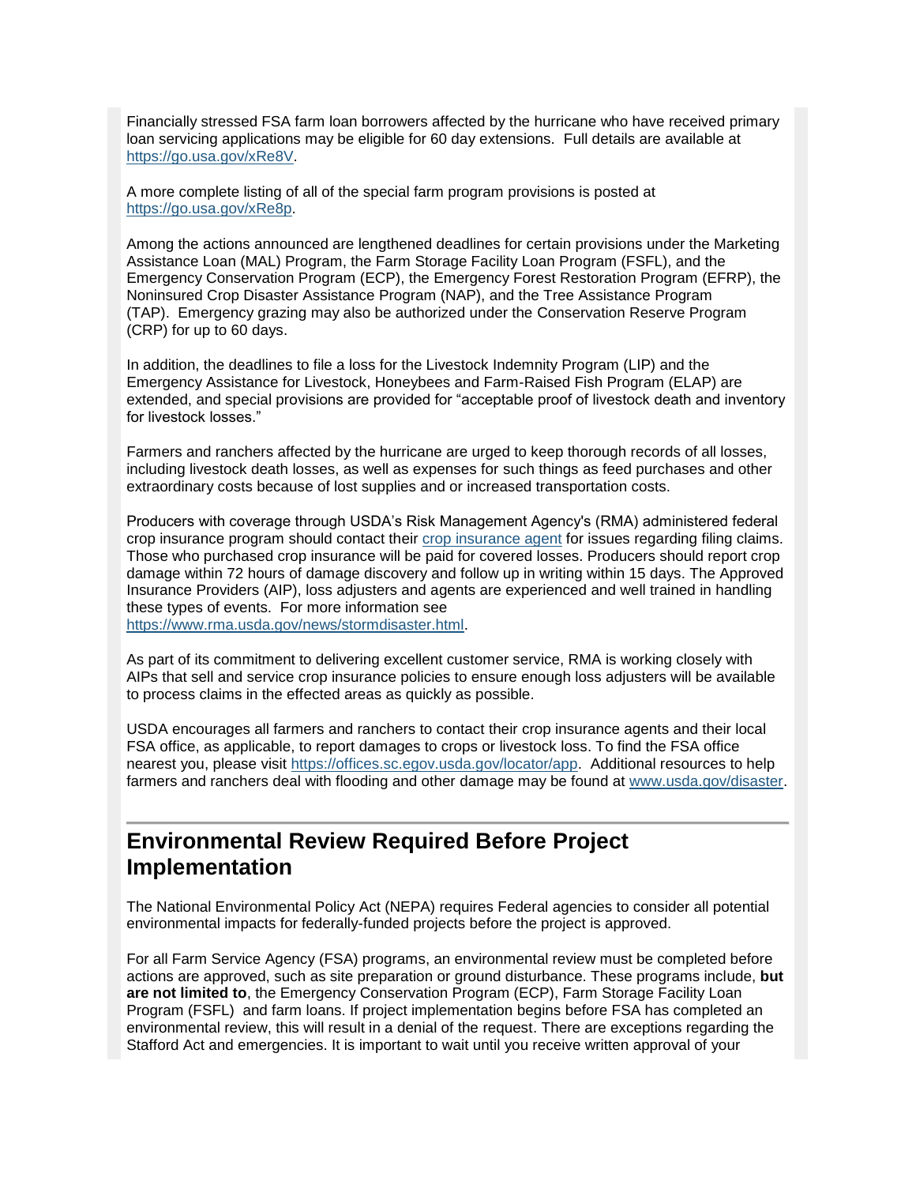Financially stressed FSA farm loan borrowers affected by the hurricane who have received primary loan servicing applications may be eligible for 60 day extensions.  Full details are available at [https://go.usa.gov/xRe8V](https://go.usa.gov/xRe8V).

A more complete listing of all of the special farm program provisions is posted at [https://go.usa.gov/xRe8p](https://go.usa.gov/xRe8p).

Among the actions announced are lengthened deadlines for certain provisions under the Marketing Assistance Loan (MAL) Program, the Farm Storage Facility Loan Program (FSFL), and the Emergency Conservation Program (ECP), the Emergency Forest Restoration Program (EFRP), the Noninsured Crop Disaster Assistance Program (NAP), and the Tree Assistance Program (TAP).  Emergency grazing may also be authorized under the Conservation Reserve Program (CRP) for up to 60 days.

In addition, the deadlines to file a loss for the Livestock Indemnity Program (LIP) and the Emergency Assistance for Livestock, Honeybees and Farm-Raised Fish Program (ELAP) are extended, and special provisions are provided for "acceptable proof of livestock death and inventory for livestock losses."

Farmers and ranchers affected by the hurricane are urged to keep thorough records of all losses, including livestock death losses, as well as expenses for such things as feed purchases and other extraordinary costs because of lost supplies and or increased transportation costs.

Producers with coverage through USDA's Risk Management Agency's (RMA) administered federal crop insurance program should contact their crop insurance agent for issues regarding filing claims. Those who purchased crop insurance will be paid for covered losses. Producers should report crop damage within 72 hours of damage discovery and follow up in writing within 15 days. The Approved Insurance Providers (AIP), loss adjusters and agents are experienced and well trained in handling these types of events.  For more information see [https://www.rma.usda.gov/news/stormdisaster.html](https://www.rma.usda.gov/news/stormdisaster.html).

As part of its commitment to delivering excellent customer service, RMA is working closely with AIPs that sell and service crop insurance policies to ensure enough loss adjusters will be available to process claims in the effected areas as quickly as possible.

USDA encourages all farmers and ranchers to contact their crop insurance agents and their local FSA office, as applicable, to report damages to crops or livestock loss. To find the FSA office nearest you, please visit [https://offices.sc.egov.usda.gov/locator/app](https://offices.sc.egov.usda.gov/locator/app).  Additional resources to help farmers and ranchers deal with flooding and other damage may be found at [www.usda.gov/disaster](www.usda.gov/disaster).

---

## Environmental Review Required Before Project Implementation

The National Environmental Policy Act (NEPA) requires Federal agencies to consider all potential environmental impacts for federally-funded projects before the project is approved.

For all Farm Service Agency (FSA) programs, an environmental review must be completed before actions are approved, such as site preparation or ground disturbance. These programs include, **but are not limited to**, the Emergency Conservation Program (ECP), Farm Storage Facility Loan Program (FSFL)  and farm loans. If project implementation begins before FSA has completed an environmental review, this will result in a denial of the request. There are exceptions regarding the Stafford Act and emergencies. It is important to wait until you receive written approval of your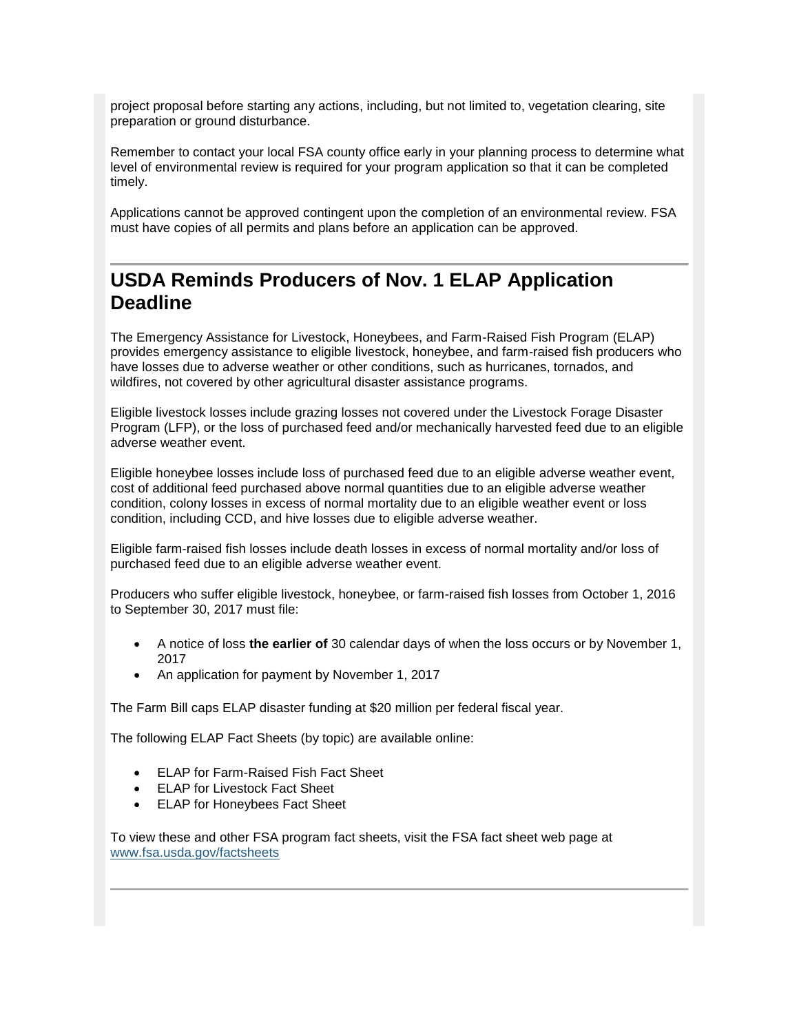project proposal before starting any actions, including, but not limited to, vegetation clearing, site preparation or ground disturbance.

Remember to contact your local FSA county office early in your planning process to determine what level of environmental review is required for your program application so that it can be completed timely.

Applications cannot be approved contingent upon the completion of an environmental review. FSA must have copies of all permits and plans before an application can be approved.

## USDA Reminds Producers of Nov. 1 ELAP Application Deadline

The Emergency Assistance for Livestock, Honeybees, and Farm-Raised Fish Program (ELAP) provides emergency assistance to eligible livestock, honeybee, and farm-raised fish producers who have losses due to adverse weather or other conditions, such as hurricanes, tornados, and wildfires, not covered by other agricultural disaster assistance programs.

Eligible livestock losses include grazing losses not covered under the Livestock Forage Disaster Program (LFP), or the loss of purchased feed and/or mechanically harvested feed due to an eligible adverse weather event.

Eligible honeybee losses include loss of purchased feed due to an eligible adverse weather event, cost of additional feed purchased above normal quantities due to an eligible adverse weather condition, colony losses in excess of normal mortality due to an eligible weather event or loss condition, including CCD, and hive losses due to eligible adverse weather.

Eligible farm-raised fish losses include death losses in excess of normal mortality and/or loss of purchased feed due to an eligible adverse weather event.

Producers who suffer eligible livestock, honeybee, or farm-raised fish losses from October 1, 2016 to September 30, 2017 must file:

- A notice of loss **the earlier of** 30 calendar days of when the loss occurs or by November 1, 2017
- An application for payment by November 1, 2017

The Farm Bill caps ELAP disaster funding at $20 million per federal fiscal year.

The following ELAP Fact Sheets (by topic) are available online:

- ELAP for Farm-Raised Fish Fact Sheet
- ELAP for Livestock Fact Sheet
- ELAP for Honeybees Fact Sheet

To view these and other FSA program fact sheets, visit the FSA fact sheet web page at www.fsa.usda.gov/factsheets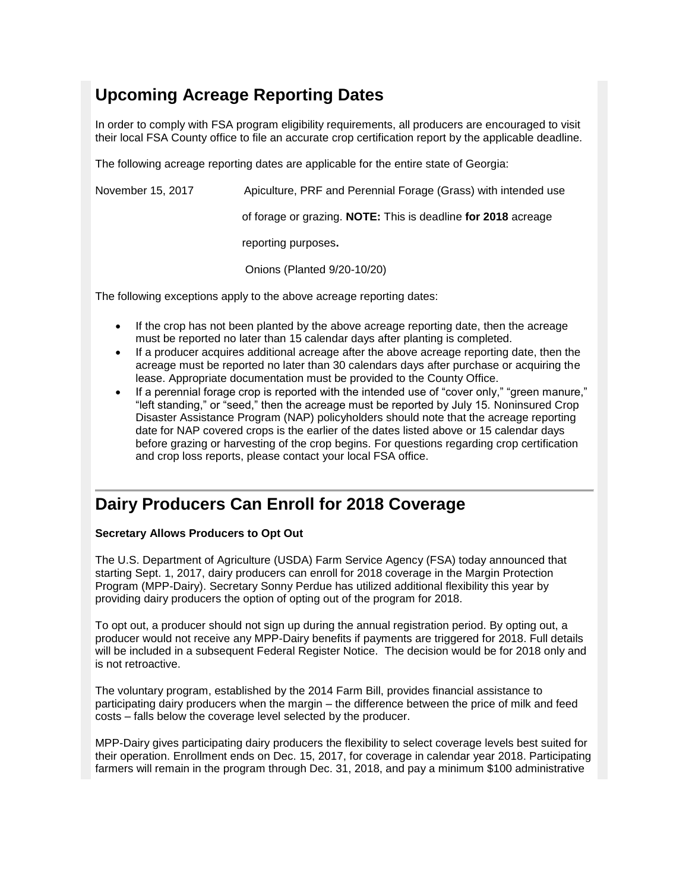## Upcoming Acreage Reporting Dates

In order to comply with FSA program eligibility requirements, all producers are encouraged to visit their local FSA County office to file an accurate crop certification report by the applicable deadline.

The following acreage reporting dates are applicable for the entire state of Georgia:

| | |
|---|---|
| November 15, 2017 | Apiculture, PRF and Perennial Forage (Grass) with intended use of forage or grazing. **NOTE:** This is deadline **for 2018** acreage reporting purposes**.** |
| | Onions (Planted 9/20-10/20) |

The following exceptions apply to the above acreage reporting dates:

- If the crop has not been planted by the above acreage reporting date, then the acreage must be reported no later than 15 calendar days after planting is completed.
- If a producer acquires additional acreage after the above acreage reporting date, then the acreage must be reported no later than 30 calendars days after purchase or acquiring the lease. Appropriate documentation must be provided to the County Office.
- If a perennial forage crop is reported with the intended use of "cover only," "green manure," "left standing," or "seed," then the acreage must be reported by July 15. Noninsured Crop Disaster Assistance Program (NAP) policyholders should note that the acreage reporting date for NAP covered crops is the earlier of the dates listed above or 15 calendar days before grazing or harvesting of the crop begins. For questions regarding crop certification and crop loss reports, please contact your local FSA office.

## Dairy Producers Can Enroll for 2018 Coverage

**Secretary Allows Producers to Opt Out**

The U.S. Department of Agriculture (USDA) Farm Service Agency (FSA) today announced that starting Sept. 1, 2017, dairy producers can enroll for 2018 coverage in the Margin Protection Program (MPP-Dairy). Secretary Sonny Perdue has utilized additional flexibility this year by providing dairy producers the option of opting out of the program for 2018.

To opt out, a producer should not sign up during the annual registration period. By opting out, a producer would not receive any MPP-Dairy benefits if payments are triggered for 2018. Full details will be included in a subsequent Federal Register Notice. The decision would be for 2018 only and is not retroactive.

The voluntary program, established by the 2014 Farm Bill, provides financial assistance to participating dairy producers when the margin – the difference between the price of milk and feed costs – falls below the coverage level selected by the producer.

MPP-Dairy gives participating dairy producers the flexibility to select coverage levels best suited for their operation. Enrollment ends on Dec. 15, 2017, for coverage in calendar year 2018. Participating farmers will remain in the program through Dec. 31, 2018, and pay a minimum $100 administrative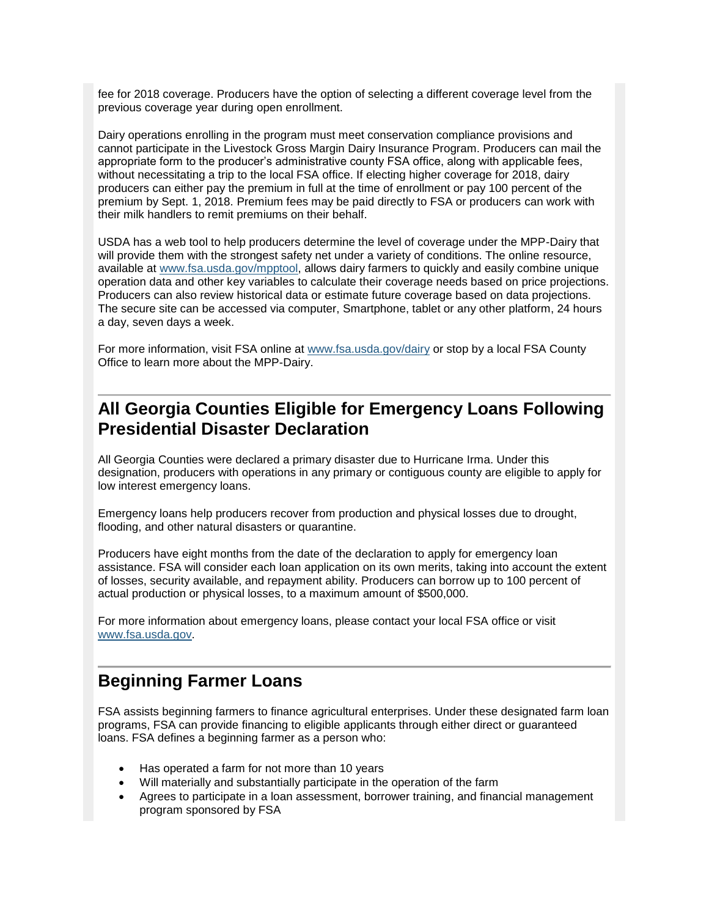fee for 2018 coverage. Producers have the option of selecting a different coverage level from the previous coverage year during open enrollment.

Dairy operations enrolling in the program must meet conservation compliance provisions and cannot participate in the Livestock Gross Margin Dairy Insurance Program. Producers can mail the appropriate form to the producer's administrative county FSA office, along with applicable fees, without necessitating a trip to the local FSA office. If electing higher coverage for 2018, dairy producers can either pay the premium in full at the time of enrollment or pay 100 percent of the premium by Sept. 1, 2018. Premium fees may be paid directly to FSA or producers can work with their milk handlers to remit premiums on their behalf.

USDA has a web tool to help producers determine the level of coverage under the MPP-Dairy that will provide them with the strongest safety net under a variety of conditions. The online resource, available at [www.fsa.usda.gov/mpptool](www.fsa.usda.gov/mpptool), allows dairy farmers to quickly and easily combine unique operation data and other key variables to calculate their coverage needs based on price projections. Producers can also review historical data or estimate future coverage based on data projections. The secure site can be accessed via computer, Smartphone, tablet or any other platform, 24 hours a day, seven days a week.

For more information, visit FSA online at [www.fsa.usda.gov/dairy](www.fsa.usda.gov/dairy) or stop by a local FSA County Office to learn more about the MPP-Dairy.

## All Georgia Counties Eligible for Emergency Loans Following Presidential Disaster Declaration

All Georgia Counties were declared a primary disaster due to Hurricane Irma. Under this designation, producers with operations in any primary or contiguous county are eligible to apply for low interest emergency loans.

Emergency loans help producers recover from production and physical losses due to drought, flooding, and other natural disasters or quarantine.

Producers have eight months from the date of the declaration to apply for emergency loan assistance. FSA will consider each loan application on its own merits, taking into account the extent of losses, security available, and repayment ability. Producers can borrow up to 100 percent of actual production or physical losses, to a maximum amount of $500,000.

For more information about emergency loans, please contact your local FSA office or visit [www.fsa.usda.gov](www.fsa.usda.gov).

## Beginning Farmer Loans

FSA assists beginning farmers to finance agricultural enterprises. Under these designated farm loan programs, FSA can provide financing to eligible applicants through either direct or guaranteed loans. FSA defines a beginning farmer as a person who:

- Has operated a farm for not more than 10 years
- Will materially and substantially participate in the operation of the farm
- Agrees to participate in a loan assessment, borrower training, and financial management program sponsored by FSA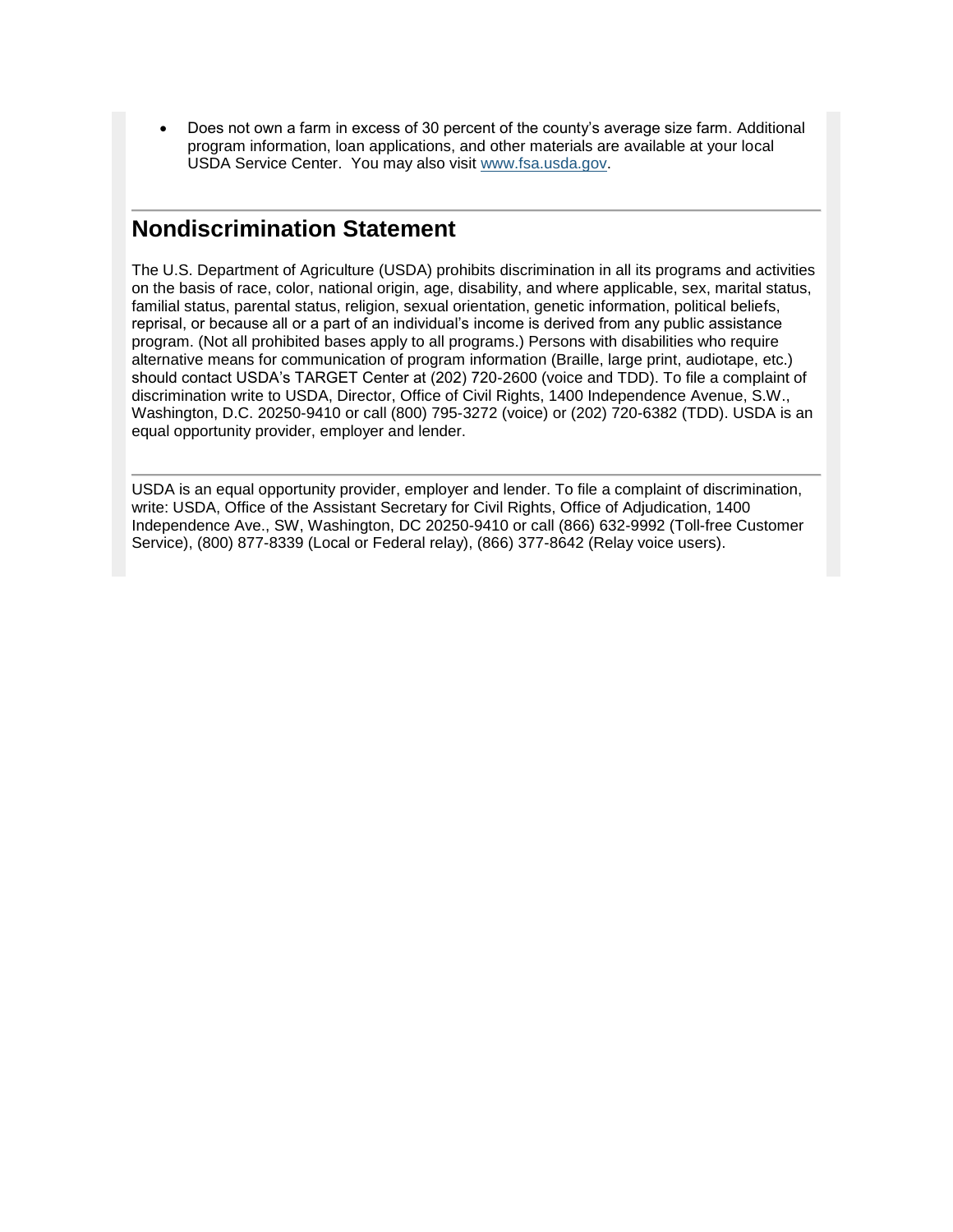- Does not own a farm in excess of 30 percent of the county's average size farm. Additional program information, loan applications, and other materials are available at your local USDA Service Center. You may also visit [www.fsa.usda.gov](http://www.fsa.usda.gov).

---

## Nondiscrimination Statement

The U.S. Department of Agriculture (USDA) prohibits discrimination in all its programs and activities on the basis of race, color, national origin, age, disability, and where applicable, sex, marital status, familial status, parental status, religion, sexual orientation, genetic information, political beliefs, reprisal, or because all or a part of an individual's income is derived from any public assistance program. (Not all prohibited bases apply to all programs.) Persons with disabilities who require alternative means for communication of program information (Braille, large print, audiotape, etc.) should contact USDA's TARGET Center at (202) 720-2600 (voice and TDD). To file a complaint of discrimination write to USDA, Director, Office of Civil Rights, 1400 Independence Avenue, S.W., Washington, D.C. 20250-9410 or call (800) 795-3272 (voice) or (202) 720-6382 (TDD). USDA is an equal opportunity provider, employer and lender.

---

USDA is an equal opportunity provider, employer and lender. To file a complaint of discrimination, write: USDA, Office of the Assistant Secretary for Civil Rights, Office of Adjudication, 1400 Independence Ave., SW, Washington, DC 20250-9410 or call (866) 632-9992 (Toll-free Customer Service), (800) 877-8339 (Local or Federal relay), (866) 377-8642 (Relay voice users).